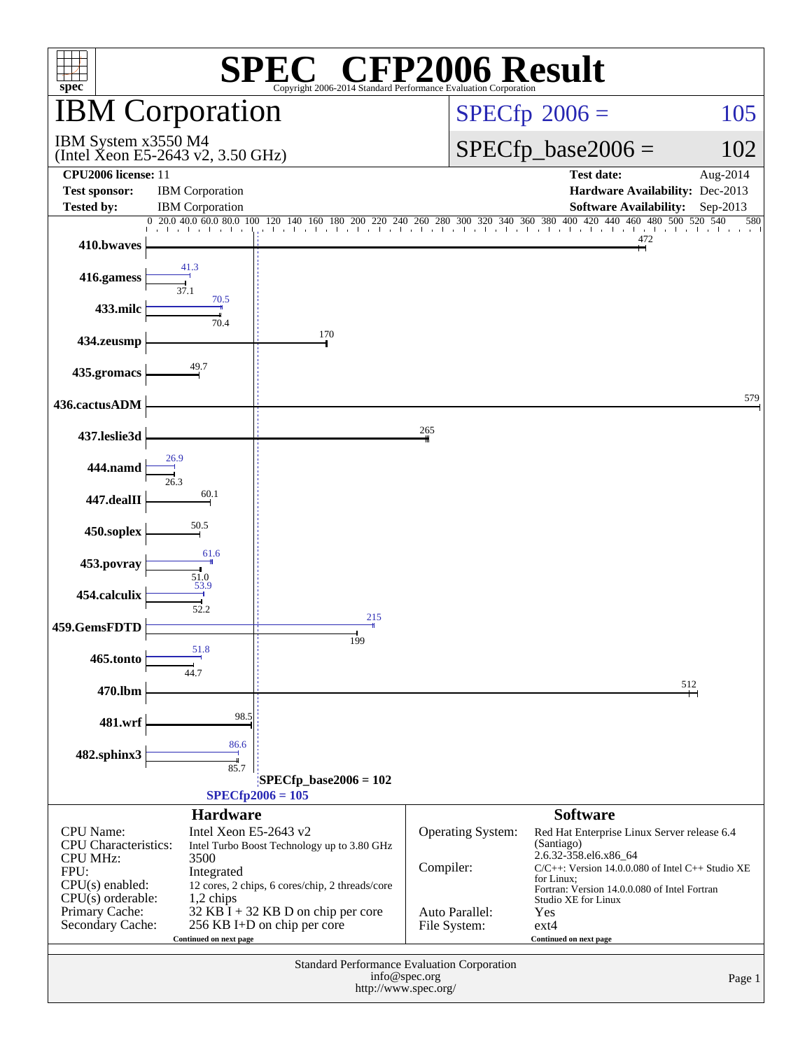# SPEC CFP2006 Result

Copyright 2006-2014 Standard Performance Evaluation Corporation

## IBM Corporation

IBM System x3550 M4
(Intel Xeon E5-2643 v2, 3.50 GHz)

SPECfp 2006 = 105

SPECfp_base2006 = 102

| | | | |
|---|---|---|---|
| **CPU2006 license:** | 11 | **Test date:** | Aug-2014 |
| **Test sponsor:** | IBM Corporation | **Hardware Availability:** | Dec-2013 |
| **Tested by:** | IBM Corporation | **Software Availability:** | Sep-2013 |

| Benchmark | Peak | Base |
|---|---|---|
| 410.bwaves | | 472 |
| 416.gamess | 41.3 | 37.1 |
| 433.milc | 70.5 | 70.4 |
| 434.zeusmp | | 170 |
| 435.gromacs | | 49.7 |
| 436.cactusADM | | 579 |
| 437.leslie3d | | 265 |
| 444.namd | 26.9 | 26.3 |
| 447.dealII | | 60.1 |
| 450.soplex | | 50.5 |
| 453.povray | 61.6 | 51.0 |
| 454.calculix | 53.9 | 52.2 |
| 459.GemsFDTD | 215 | 199 |
| 465.tonto | 51.8 | 44.7 |
| 470.lbm | | 512 |
| 481.wrf | | 98.5 |
| 482.sphinx3 | 86.6 | 85.7 |

SPECfp_base2006 = 102

SPECfp2006 = 105

### Hardware

| | |
|---|---|
| CPU Name: | Intel Xeon E5-2643 v2 |
| CPU Characteristics: | Intel Turbo Boost Technology up to 3.80 GHz |
| CPU MHz: | 3500 |
| FPU: | Integrated |
| CPU(s) enabled: | 12 cores, 2 chips, 6 cores/chip, 2 threads/core |
| CPU(s) orderable: | 1,2 chips |
| Primary Cache: | 32 KB I + 32 KB D on chip per core |
| Secondary Cache: | 256 KB I+D on chip per core |

Continued on next page

### Software

| | |
|---|---|
| Operating System: | Red Hat Enterprise Linux Server release 6.4 (Santiago) 2.6.32-358.el6.x86_64 |
| Compiler: | C/C++: Version 14.0.0.080 of Intel C++ Studio XE for Linux; Fortran: Version 14.0.0.080 of Intel Fortran Studio XE for Linux |
| Auto Parallel: | Yes |
| File System: | ext4 |

Continued on next page

Standard Performance Evaluation Corporation
info@spec.org
http://www.spec.org/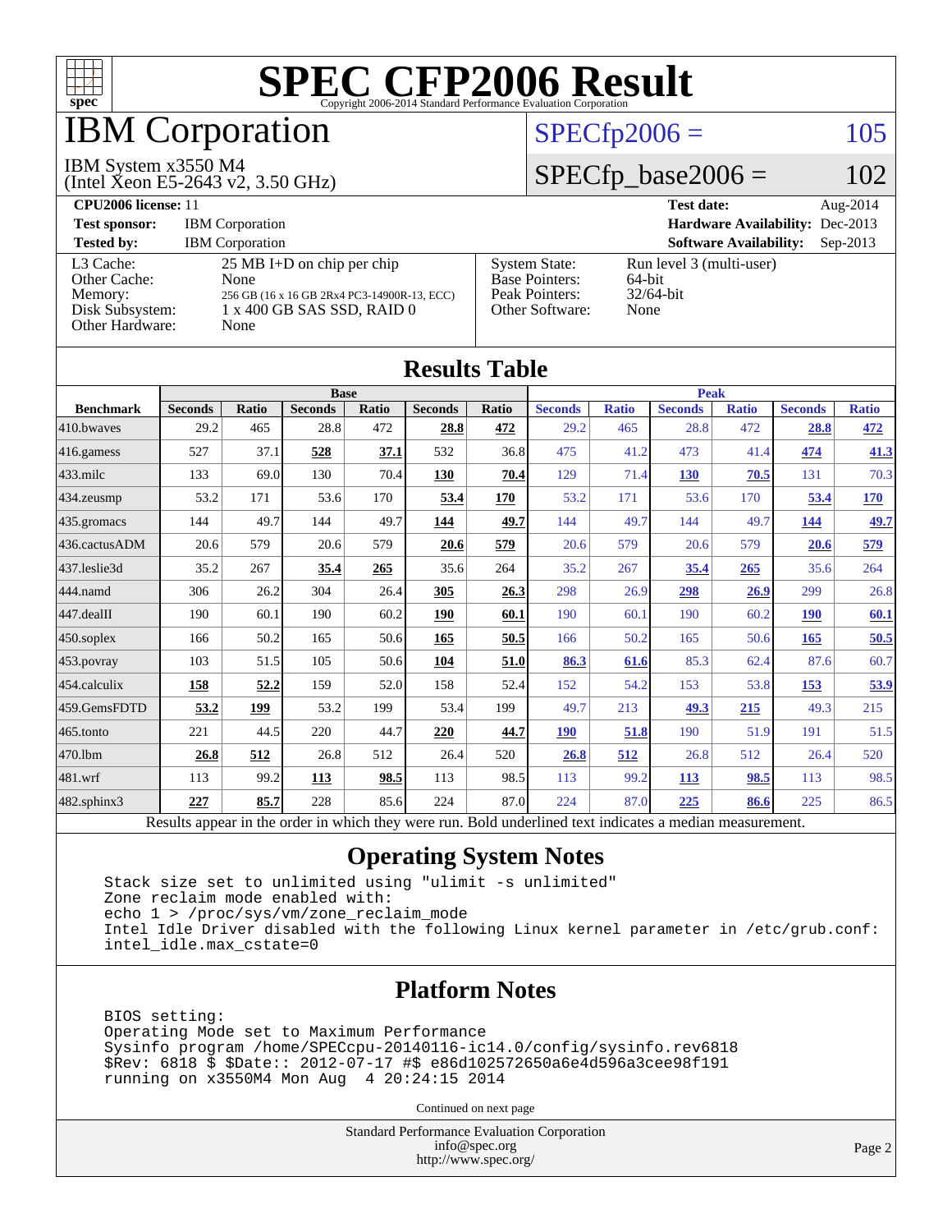# SPEC CFP2006 Result

Copyright 2006-2014 Standard Performance Evaluation Corporation

# IBM Corporation

IBM System x3550 M4
(Intel Xeon E5-2643 v2, 3.50 GHz)

SPECfp2006 = 105

SPECfp_base2006 = 102

| | | | |
|---|---|---|---|
| **CPU2006 license:** 11 | | **Test date:** | Aug-2014 |
| **Test sponsor:** | IBM Corporation | **Hardware Availability:** | Dec-2013 |
| **Tested by:** | IBM Corporation | **Software Availability:** | Sep-2013 |

| | | | |
|---|---|---|---|
| L3 Cache: | 25 MB I+D on chip per chip | System State: | Run level 3 (multi-user) |
| Other Cache: | None | Base Pointers: | 64-bit |
| Memory: | 256 GB (16 x 16 GB 2Rx4 PC3-14900R-13, ECC) | Peak Pointers: | 32/64-bit |
| Disk Subsystem: | 1 x 400 GB SAS SSD, RAID 0 | Other Software: | None |
| Other Hardware: | None | | |

## Results Table

| | Base | | | | | | Peak | | | | | |
|---|---|---|---|---|---|---|---|---|---|---|---|---|
| **Benchmark** | **Seconds** | **Ratio** | **Seconds** | **Ratio** | **Seconds** | **Ratio** | **Seconds** | **Ratio** | **Seconds** | **Ratio** | **Seconds** | **Ratio** |
| 410.bwaves | 29.2 | 465 | 28.8 | 472 | **28.8** | **472** | 29.2 | 465 | 28.8 | 472 | **28.8** | **472** |
| 416.gamess | 527 | 37.1 | **528** | **37.1** | 532 | 36.8 | 475 | 41.2 | 473 | 41.4 | **474** | **41.3** |
| 433.milc | 133 | 69.0 | 130 | 70.4 | **130** | **70.4** | 129 | 71.4 | **130** | **70.5** | 131 | 70.3 |
| 434.zeusmp | 53.2 | 171 | 53.6 | 170 | **53.4** | **170** | 53.2 | 171 | 53.6 | 170 | **53.4** | **170** |
| 435.gromacs | 144 | 49.7 | 144 | 49.7 | **144** | **49.7** | 144 | 49.7 | 144 | 49.7 | **144** | **49.7** |
| 436.cactusADM | 20.6 | 579 | 20.6 | 579 | **20.6** | **579** | 20.6 | 579 | 20.6 | 579 | **20.6** | **579** |
| 437.leslie3d | 35.2 | 267 | **35.4** | **265** | 35.6 | 264 | 35.2 | 267 | **35.4** | **265** | 35.6 | 264 |
| 444.namd | 306 | 26.2 | 304 | 26.4 | **305** | **26.3** | 298 | 26.9 | **298** | **26.9** | 299 | 26.8 |
| 447.dealII | 190 | 60.1 | 190 | 60.2 | **190** | **60.1** | 190 | 60.1 | 190 | 60.2 | **190** | **60.1** |
| 450.soplex | 166 | 50.2 | 165 | 50.6 | **165** | **50.5** | 166 | 50.2 | 165 | 50.6 | **165** | **50.5** |
| 453.povray | 103 | 51.5 | 105 | 50.6 | **104** | **51.0** | **86.3** | **61.6** | 85.3 | 62.4 | 87.6 | 60.7 |
| 454.calculix | **158** | **52.2** | 159 | 52.0 | 158 | 52.4 | 152 | 54.2 | 153 | 53.8 | **153** | **53.9** |
| 459.GemsFDTD | **53.2** | **199** | 53.2 | 199 | 53.4 | 199 | 49.7 | 213 | **49.3** | **215** | 49.3 | 215 |
| 465.tonto | 221 | 44.5 | 220 | 44.7 | **220** | **44.7** | **190** | **51.8** | 190 | 51.9 | 191 | 51.5 |
| 470.lbm | **26.8** | **512** | 26.8 | 512 | 26.4 | 520 | **26.8** | **512** | 26.8 | 512 | 26.4 | 520 |
| 481.wrf | 113 | 99.2 | **113** | **98.5** | 113 | 98.5 | 113 | 99.2 | **113** | **98.5** | 113 | 98.5 |
| 482.sphinx3 | **227** | **85.7** | 228 | 85.6 | 224 | 87.0 | 224 | 87.0 | **225** | **86.6** | 225 | 86.5 |

Results appear in the order in which they were run. Bold underlined text indicates a median measurement.

## Operating System Notes

```
Stack size set to unlimited using "ulimit -s unlimited"
Zone reclaim mode enabled with:
echo 1 > /proc/sys/vm/zone_reclaim_mode
Intel Idle Driver disabled with the following Linux kernel parameter in /etc/grub.conf:
intel_idle.max_cstate=0
```

## Platform Notes

```
BIOS setting:
Operating Mode set to Maximum Performance
Sysinfo program /home/SPECcpu-20140116-ic14.0/config/sysinfo.rev6818
$Rev: 6818 $ $Date:: 2012-07-17 #$ e86d102572650a6e4d596a3cee98f191
running on x3550M4 Mon Aug  4 20:24:15 2014
```

Continued on next page

Standard Performance Evaluation Corporation
info@spec.org
http://www.spec.org/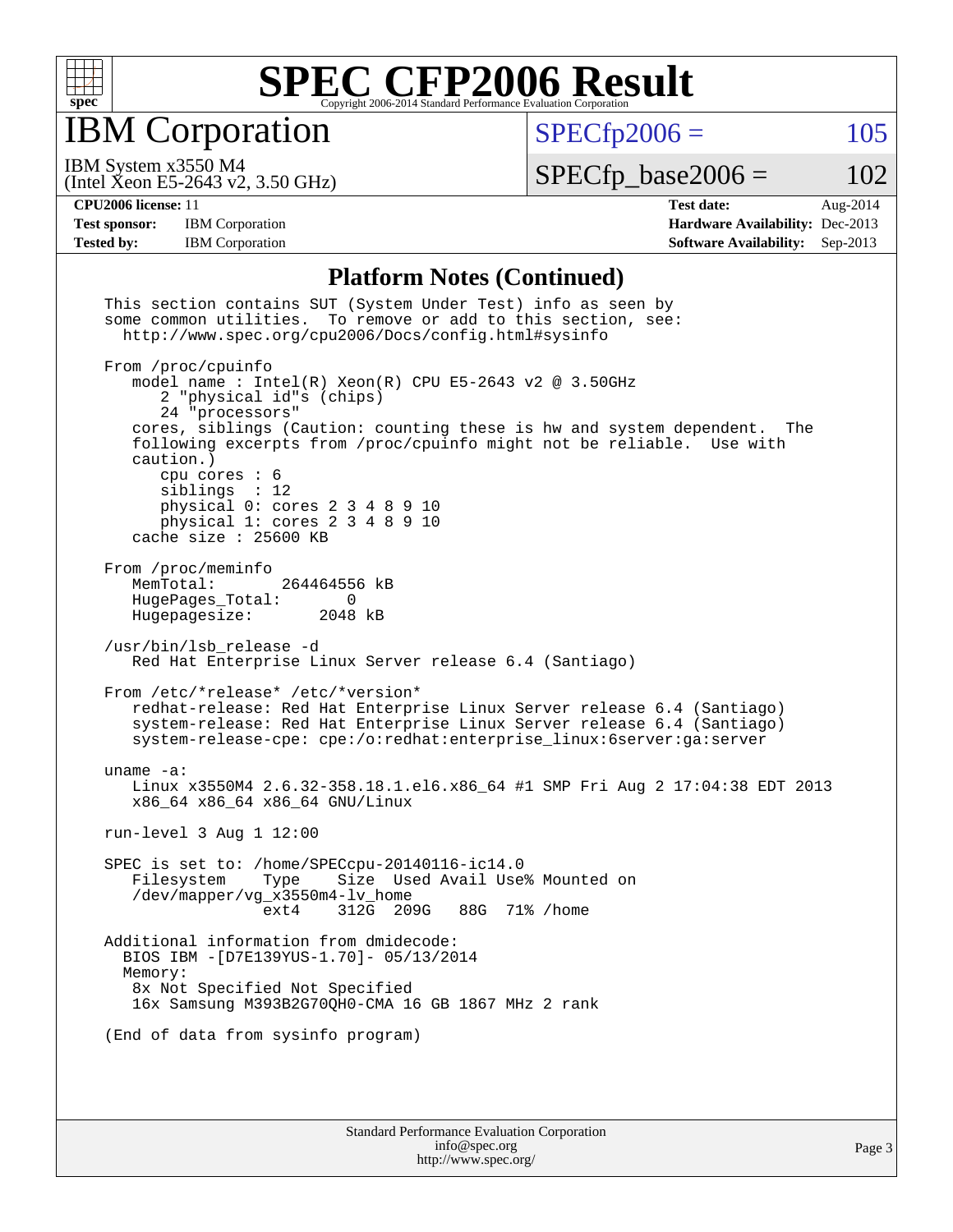# SPEC CFP2006 Result

Copyright 2006-2014 Standard Performance Evaluation Corporation

## IBM Corporation

IBM System x3550 M4
(Intel Xeon E5-2643 v2, 3.50 GHz)

SPECfp2006 = 105

SPECfp_base2006 = 102

| | | | |
|---|---|---|---|
| **CPU2006 license:** 11 | | **Test date:** | Aug-2014 |
| **Test sponsor:** | IBM Corporation | **Hardware Availability:** | Dec-2013 |
| **Tested by:** | IBM Corporation | **Software Availability:** | Sep-2013 |

### Platform Notes (Continued)

```
This section contains SUT (System Under Test) info as seen by
some common utilities.  To remove or add to this section, see:
  http://www.spec.org/cpu2006/Docs/config.html#sysinfo

From /proc/cpuinfo
   model name : Intel(R) Xeon(R) CPU E5-2643 v2 @ 3.50GHz
      2 "physical id"s (chips)
      24 "processors"
   cores, siblings (Caution: counting these is hw and system dependent.  The
   following excerpts from /proc/cpuinfo might not be reliable.  Use with
   caution.)
      cpu cores : 6
      siblings  : 12
      physical 0: cores 2 3 4 8 9 10
      physical 1: cores 2 3 4 8 9 10
   cache size : 25600 KB

From /proc/meminfo
   MemTotal:       264464556 kB
   HugePages_Total:       0
   Hugepagesize:       2048 kB

/usr/bin/lsb_release -d
   Red Hat Enterprise Linux Server release 6.4 (Santiago)

From /etc/*release* /etc/*version*
   redhat-release: Red Hat Enterprise Linux Server release 6.4 (Santiago)
   system-release: Red Hat Enterprise Linux Server release 6.4 (Santiago)
   system-release-cpe: cpe:/o:redhat:enterprise_linux:6server:ga:server

uname -a:
   Linux x3550M4 2.6.32-358.18.1.el6.x86_64 #1 SMP Fri Aug 2 17:04:38 EDT 2013
   x86_64 x86_64 x86_64 GNU/Linux

run-level 3 Aug 1 12:00

SPEC is set to: /home/SPECcpu-20140116-ic14.0
   Filesystem    Type    Size  Used Avail Use% Mounted on
   /dev/mapper/vg_x3550m4-lv_home
                 ext4    312G  209G   88G  71% /home

Additional information from dmidecode:
  BIOS IBM -[D7E139YUS-1.70]- 05/13/2014
  Memory:
   8x Not Specified Not Specified
   16x Samsung M393B2G70QH0-CMA 16 GB 1867 MHz 2 rank

(End of data from sysinfo program)
```

Standard Performance Evaluation Corporation
info@spec.org
http://www.spec.org/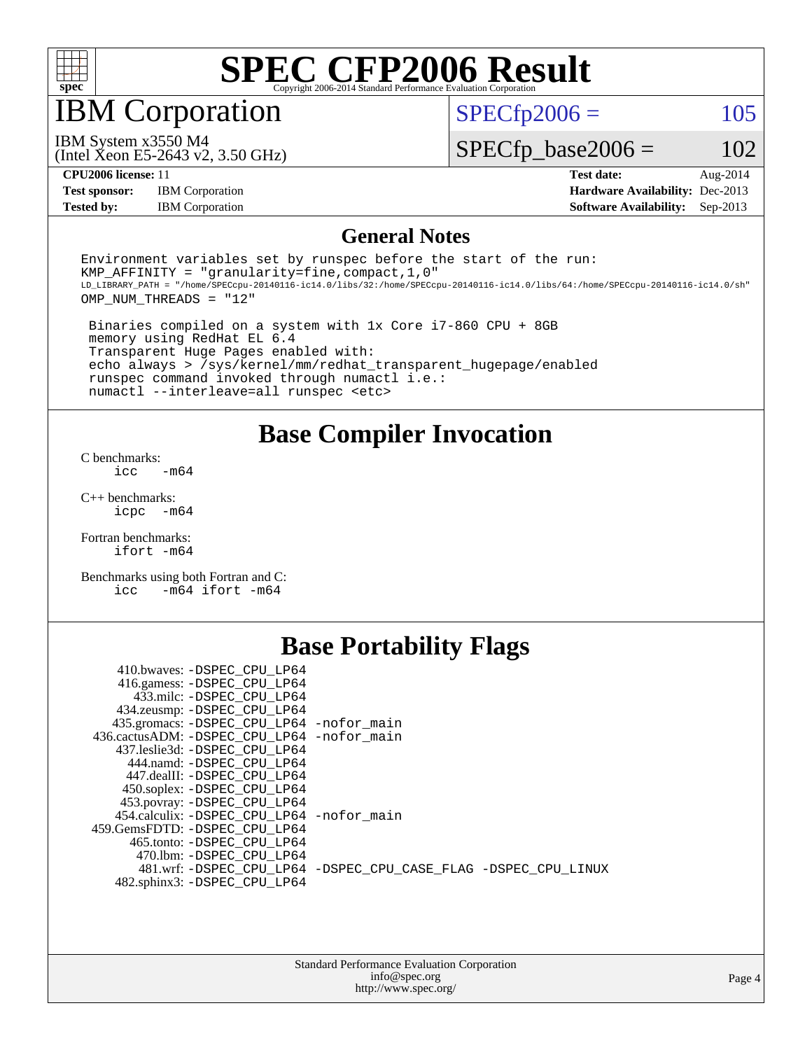# SPEC CFP2006 Result

Copyright 2006-2014 Standard Performance Evaluation Corporation

## IBM Corporation

IBM System x3550 M4
(Intel Xeon E5-2643 v2, 3.50 GHz)

SPECfp2006 = 105

SPECfp_base2006 = 102

| | | | |
|---|---|---|---|
| **CPU2006 license:** 11 | | **Test date:** | Aug-2014 |
| **Test sponsor:** | IBM Corporation | **Hardware Availability:** | Dec-2013 |
| **Tested by:** | IBM Corporation | **Software Availability:** | Sep-2013 |

## General Notes

```
Environment variables set by runspec before the start of the run:
KMP_AFFINITY = "granularity=fine,compact,1,0"
LD_LIBRARY_PATH = "/home/SPECcpu-20140116-ic14.0/libs/32:/home/SPECcpu-20140116-ic14.0/libs/64:/home/SPECcpu-20140116-ic14.0/sh"
OMP_NUM_THREADS = "12"

 Binaries compiled on a system with 1x Core i7-860 CPU + 8GB
 memory using RedHat EL 6.4
 Transparent Huge Pages enabled with:
 echo always > /sys/kernel/mm/redhat_transparent_hugepage/enabled
 runspec command invoked through numactl i.e.:
 numactl --interleave=all runspec <etc>
```

## Base Compiler Invocation

C benchmarks:
`icc -m64`

C++ benchmarks:
`icpc -m64`

Fortran benchmarks:
`ifort -m64`

Benchmarks using both Fortran and C:
`icc -m64 ifort -m64`

## Base Portability Flags

| Benchmark | Flags |
|---|---|
| 410.bwaves: | -DSPEC_CPU_LP64 |
| 416.gamess: | -DSPEC_CPU_LP64 |
| 433.milc: | -DSPEC_CPU_LP64 |
| 434.zeusmp: | -DSPEC_CPU_LP64 |
| 435.gromacs: | -DSPEC_CPU_LP64 -nofor_main |
| 436.cactusADM: | -DSPEC_CPU_LP64 -nofor_main |
| 437.leslie3d: | -DSPEC_CPU_LP64 |
| 444.namd: | -DSPEC_CPU_LP64 |
| 447.dealII: | -DSPEC_CPU_LP64 |
| 450.soplex: | -DSPEC_CPU_LP64 |
| 453.povray: | -DSPEC_CPU_LP64 |
| 454.calculix: | -DSPEC_CPU_LP64 -nofor_main |
| 459.GemsFDTD: | -DSPEC_CPU_LP64 |
| 465.tonto: | -DSPEC_CPU_LP64 |
| 470.lbm: | -DSPEC_CPU_LP64 |
| 481.wrf: | -DSPEC_CPU_LP64 -DSPEC_CPU_CASE_FLAG -DSPEC_CPU_LINUX |
| 482.sphinx3: | -DSPEC_CPU_LP64 |

Standard Performance Evaluation Corporation
info@spec.org
http://www.spec.org/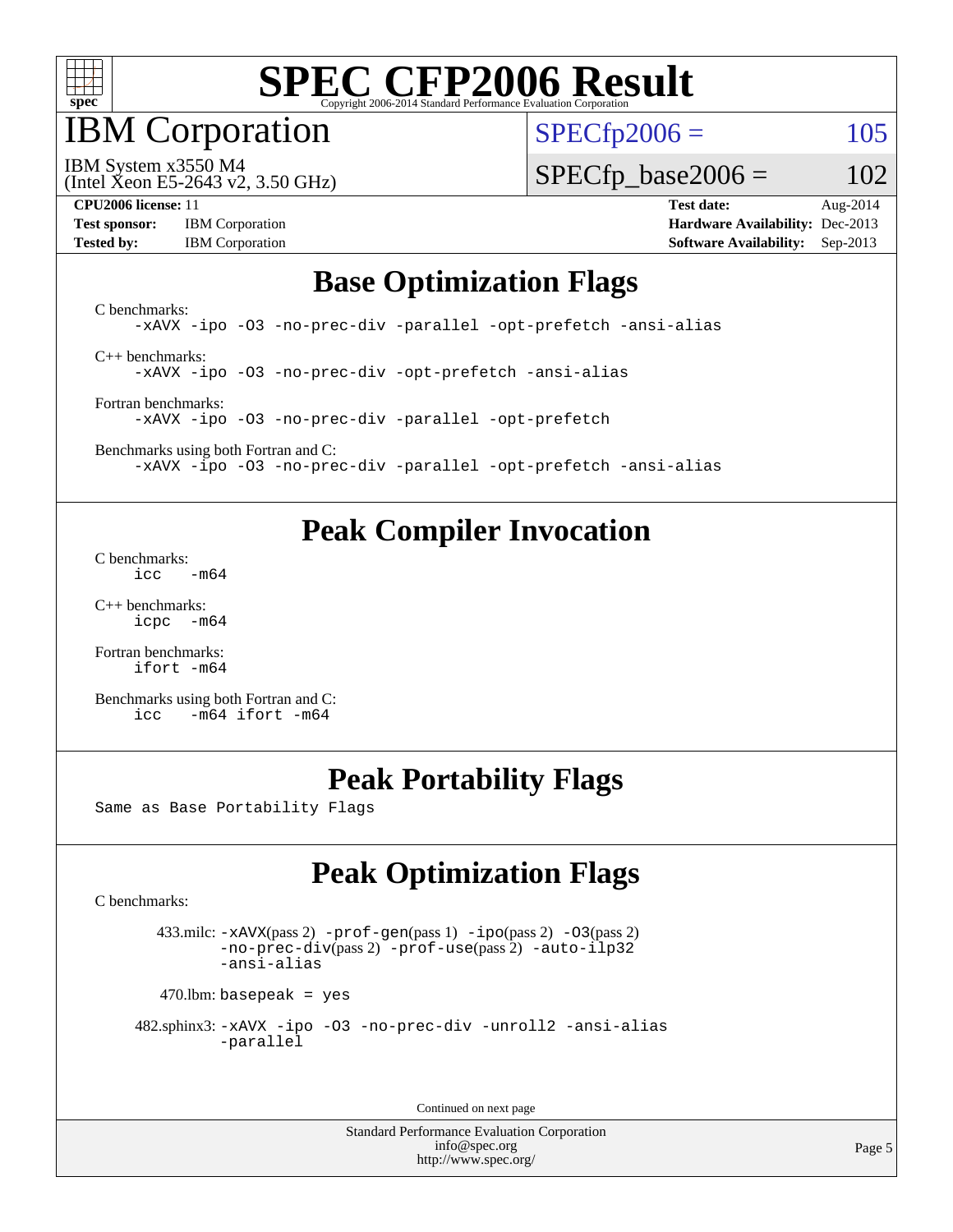# SPEC CFP2006 Result

Copyright 2006-2014 Standard Performance Evaluation Corporation

## IBM Corporation

IBM System x3550 M4
(Intel Xeon E5-2643 v2, 3.50 GHz)

SPECfp2006 = 105

SPECfp_base2006 = 102

**CPU2006 license:** 11
**Test sponsor:** IBM Corporation
**Tested by:** IBM Corporation

**Test date:** Aug-2014
**Hardware Availability:** Dec-2013
**Software Availability:** Sep-2013

## Base Optimization Flags

C benchmarks:
```
-xAVX -ipo -O3 -no-prec-div -parallel -opt-prefetch -ansi-alias
```

C++ benchmarks:
```
-xAVX -ipo -O3 -no-prec-div -opt-prefetch -ansi-alias
```

Fortran benchmarks:
```
-xAVX -ipo -O3 -no-prec-div -parallel -opt-prefetch
```

Benchmarks using both Fortran and C:
```
-xAVX -ipo -O3 -no-prec-div -parallel -opt-prefetch -ansi-alias
```

## Peak Compiler Invocation

C benchmarks:
```
icc   -m64
```

C++ benchmarks:
```
icpc  -m64
```

Fortran benchmarks:
```
ifort -m64
```

Benchmarks using both Fortran and C:
```
icc   -m64 ifort -m64
```

## Peak Portability Flags

Same as Base Portability Flags

## Peak Optimization Flags

C benchmarks:

433.milc: `-xAVX`(pass 2) `-prof-gen`(pass 1) `-ipo`(pass 2) `-O3`(pass 2) `-no-prec-div`(pass 2) `-prof-use`(pass 2) `-auto-ilp32` `-ansi-alias`

470.lbm: `basepeak = yes`

482.sphinx3: `-xAVX -ipo -O3 -no-prec-div -unroll2 -ansi-alias -parallel`

Continued on next page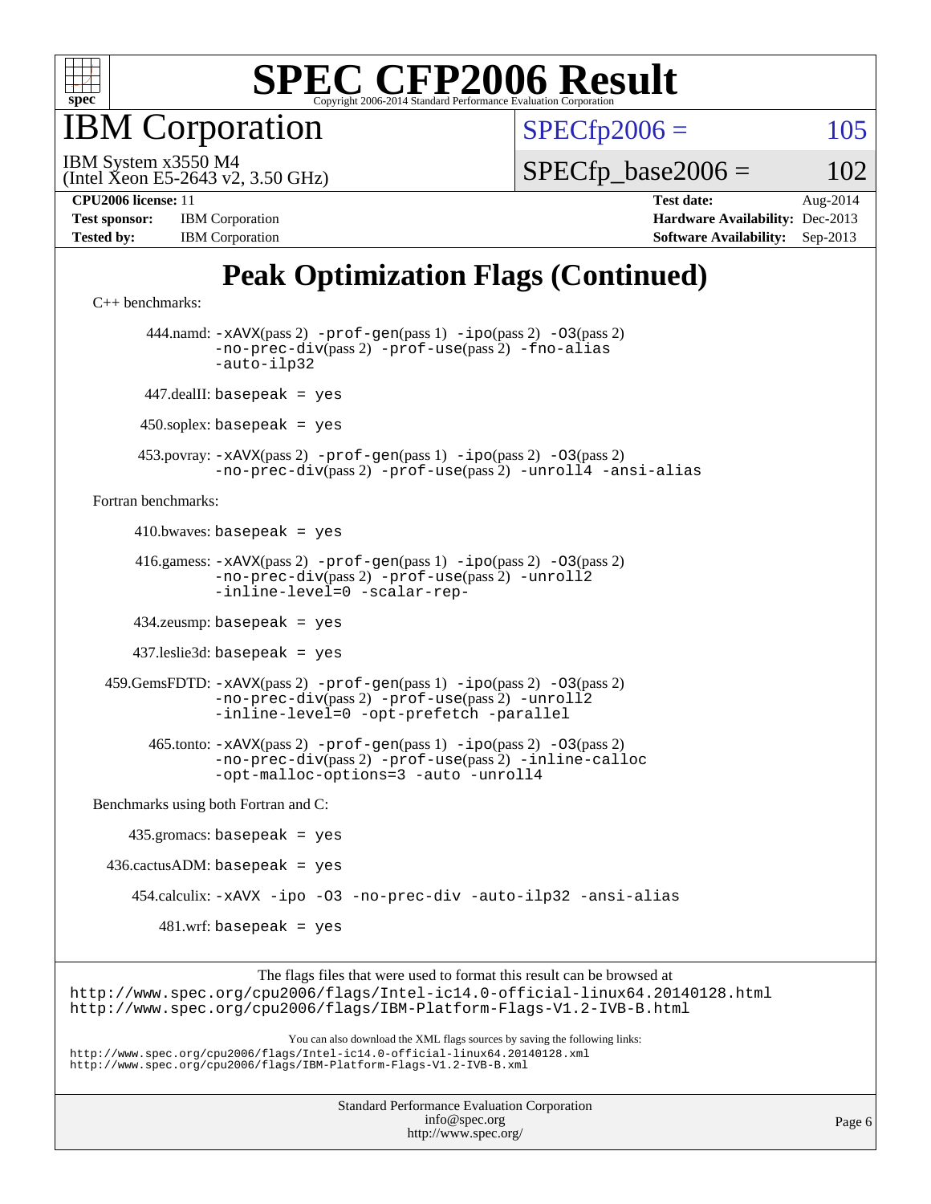# SPEC CFP2006 Result

Copyright 2006-2014 Standard Performance Evaluation Corporation

## IBM Corporation

IBM System x3550 M4
(Intel Xeon E5-2643 v2, 3.50 GHz)

SPECfp2006 = 105

SPECfp_base2006 = 102

**CPU2006 license:** 11
**Test sponsor:** IBM Corporation
**Tested by:** IBM Corporation

**Test date:** Aug-2014
**Hardware Availability:** Dec-2013
**Software Availability:** Sep-2013

## Peak Optimization Flags (Continued)

C++ benchmarks:

444.namd: -xAVX(pass 2) -prof-gen(pass 1) -ipo(pass 2) -O3(pass 2) -no-prec-div(pass 2) -prof-use(pass 2) -fno-alias -auto-ilp32

447.dealII: basepeak = yes

450.soplex: basepeak = yes

453.povray: -xAVX(pass 2) -prof-gen(pass 1) -ipo(pass 2) -O3(pass 2) -no-prec-div(pass 2) -prof-use(pass 2) -unroll4 -ansi-alias

Fortran benchmarks:

410.bwaves: basepeak = yes

416.gamess: -xAVX(pass 2) -prof-gen(pass 1) -ipo(pass 2) -O3(pass 2) -no-prec-div(pass 2) -prof-use(pass 2) -unroll2 -inline-level=0 -scalar-rep-

434.zeusmp: basepeak = yes

437.leslie3d: basepeak = yes

459.GemsFDTD: -xAVX(pass 2) -prof-gen(pass 1) -ipo(pass 2) -O3(pass 2) -no-prec-div(pass 2) -prof-use(pass 2) -unroll2 -inline-level=0 -opt-prefetch -parallel

465.tonto: -xAVX(pass 2) -prof-gen(pass 1) -ipo(pass 2) -O3(pass 2) -no-prec-div(pass 2) -prof-use(pass 2) -inline-calloc -opt-malloc-options=3 -auto -unroll4

Benchmarks using both Fortran and C:

435.gromacs: basepeak = yes

436.cactusADM: basepeak = yes

454.calculix: -xAVX -ipo -O3 -no-prec-div -auto-ilp32 -ansi-alias

481.wrf: basepeak = yes

The flags files that were used to format this result can be browsed at
http://www.spec.org/cpu2006/flags/Intel-ic14.0-official-linux64.20140128.html
http://www.spec.org/cpu2006/flags/IBM-Platform-Flags-V1.2-IVB-B.html

You can also download the XML flags sources by saving the following links:
http://www.spec.org/cpu2006/flags/Intel-ic14.0-official-linux64.20140128.xml
http://www.spec.org/cpu2006/flags/IBM-Platform-Flags-V1.2-IVB-B.xml

Standard Performance Evaluation Corporation
info@spec.org
http://www.spec.org/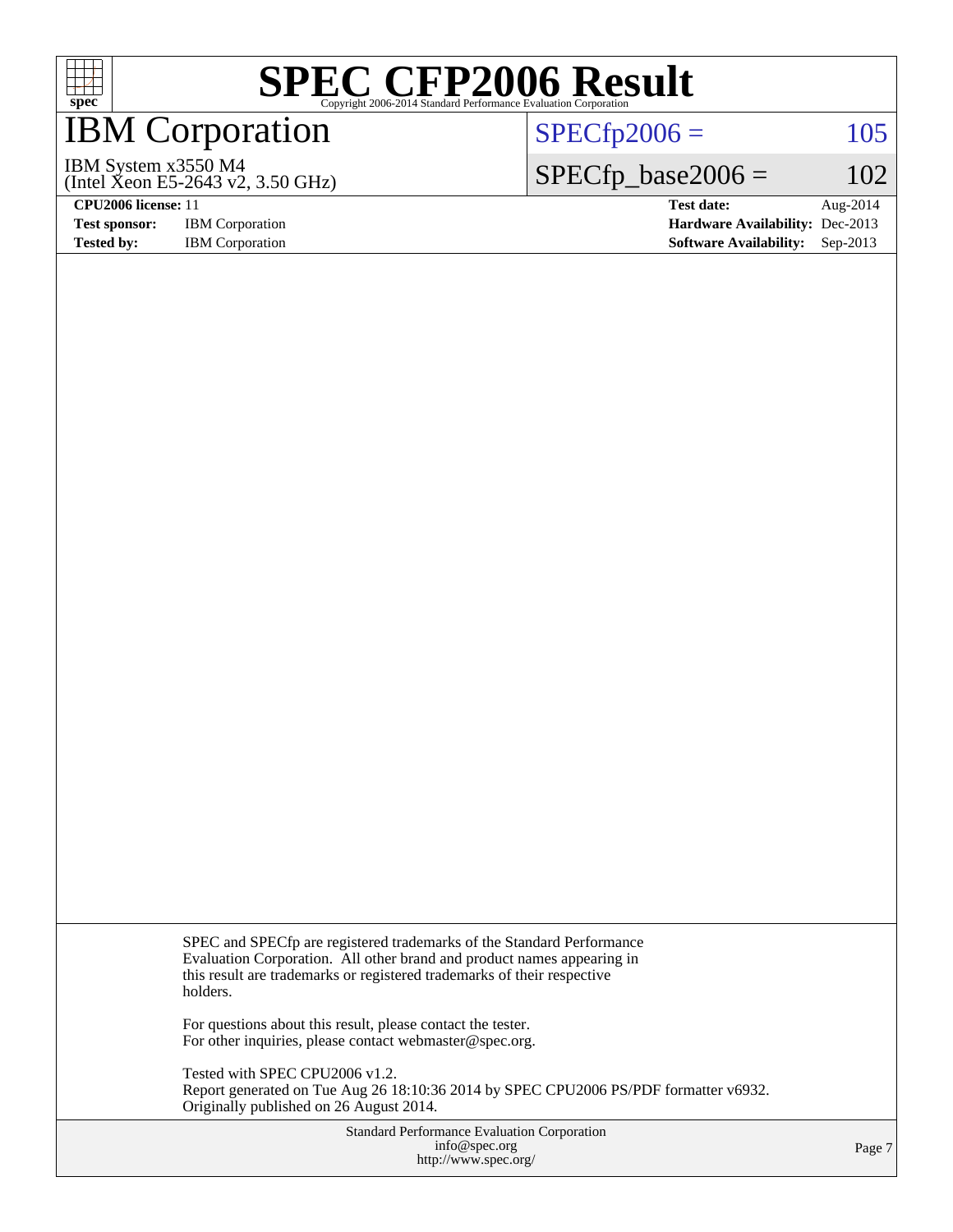# SPEC CFP2006 Result

Copyright 2006-2014 Standard Performance Evaluation Corporation

# IBM Corporation

IBM System x3550 M4
(Intel Xeon E5-2643 v2, 3.50 GHz)

SPECfp2006 = 105

SPECfp_base2006 = 102

**CPU2006 license:** 11
**Test sponsor:** IBM Corporation
**Tested by:** IBM Corporation

**Test date:** Aug-2014
**Hardware Availability:** Dec-2013
**Software Availability:** Sep-2013

SPEC and SPECfp are registered trademarks of the Standard Performance Evaluation Corporation. All other brand and product names appearing in this result are trademarks or registered trademarks of their respective holders.

For questions about this result, please contact the tester.
For other inquiries, please contact webmaster@spec.org.

Tested with SPEC CPU2006 v1.2.
Report generated on Tue Aug 26 18:10:36 2014 by SPEC CPU2006 PS/PDF formatter v6932.
Originally published on 26 August 2014.

Standard Performance Evaluation Corporation
info@spec.org
http://www.spec.org/